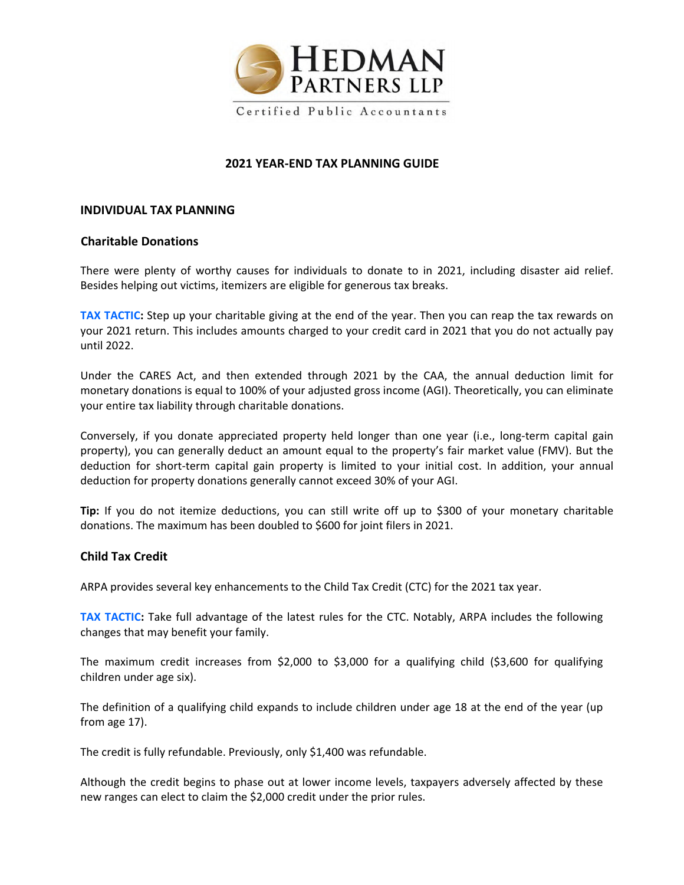HEDMAN PARTNERS LLP

Certified Public Accountants

# 2021 YEAR-END TAX PLANNING GUIDE

## INDIVIDUAL TAX PLANNING

### Charitable Donations

There were plenty of worthy causes for individuals to donate to in 2021, including disaster aid relief. Besides helping out victims, itemizers are eligible for generous tax breaks.

**TAX TACTIC:** Step up your charitable giving at the end of the year. Then you can reap the tax rewards on your 2021 return. This includes amounts charged to your credit card in 2021 that you do not actually pay until 2022.

Under the CARES Act, and then extended through 2021 by the CAA, the annual deduction limit for monetary donations is equal to 100% of your adjusted gross income (AGI). Theoretically, you can eliminate your entire tax liability through charitable donations.

Conversely, if you donate appreciated property held longer than one year (i.e., long-term capital gain property), you can generally deduct an amount equal to the property's fair market value (FMV). But the deduction for short-term capital gain property is limited to your initial cost. In addition, your annual deduction for property donations generally cannot exceed 30% of your AGI.

**Tip:** If you do not itemize deductions, you can still write off up to $300 of your monetary charitable donations. The maximum has been doubled to $600 for joint filers in 2021.

### Child Tax Credit

ARPA provides several key enhancements to the Child Tax Credit (CTC) for the 2021 tax year.

**TAX TACTIC:** Take full advantage of the latest rules for the CTC. Notably, ARPA includes the following changes that may benefit your family.

The maximum credit increases from $2,000 to $3,000 for a qualifying child ($3,600 for qualifying children under age six).

The definition of a qualifying child expands to include children under age 18 at the end of the year (up from age 17).

The credit is fully refundable. Previously, only $1,400 was refundable.

Although the credit begins to phase out at lower income levels, taxpayers adversely affected by these new ranges can elect to claim the $2,000 credit under the prior rules.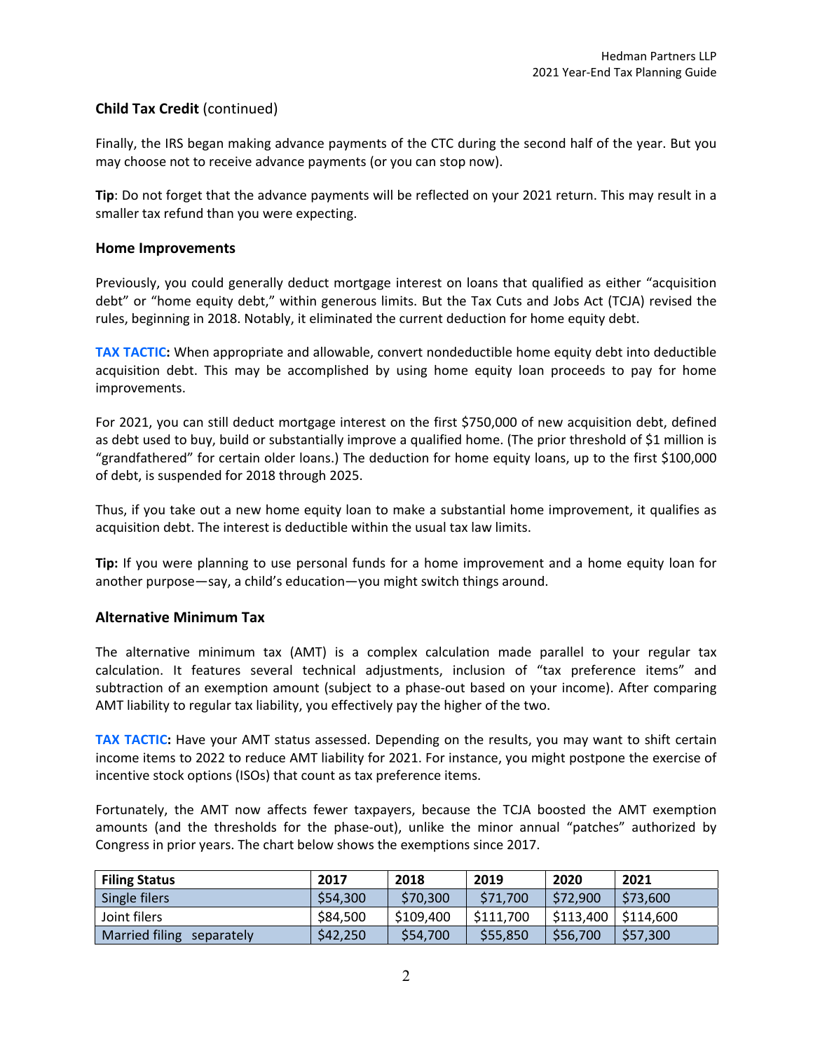## Child Tax Credit (continued)

Finally, the IRS began making advance payments of the CTC during the second half of the year. But you may choose not to receive advance payments (or you can stop now).

**Tip**: Do not forget that the advance payments will be reflected on your 2021 return. This may result in a smaller tax refund than you were expecting.

## Home Improvements

Previously, you could generally deduct mortgage interest on loans that qualified as either "acquisition debt" or "home equity debt," within generous limits. But the Tax Cuts and Jobs Act (TCJA) revised the rules, beginning in 2018. Notably, it eliminated the current deduction for home equity debt.

**TAX TACTIC:** When appropriate and allowable, convert nondeductible home equity debt into deductible acquisition debt. This may be accomplished by using home equity loan proceeds to pay for home improvements.

For 2021, you can still deduct mortgage interest on the first $750,000 of new acquisition debt, defined as debt used to buy, build or substantially improve a qualified home. (The prior threshold of $1 million is "grandfathered" for certain older loans.) The deduction for home equity loans, up to the first $100,000 of debt, is suspended for 2018 through 2025.

Thus, if you take out a new home equity loan to make a substantial home improvement, it qualifies as acquisition debt. The interest is deductible within the usual tax law limits.

**Tip:** If you were planning to use personal funds for a home improvement and a home equity loan for another purpose—say, a child's education—you might switch things around.

## Alternative Minimum Tax

The alternative minimum tax (AMT) is a complex calculation made parallel to your regular tax calculation. It features several technical adjustments, inclusion of "tax preference items" and subtraction of an exemption amount (subject to a phase-out based on your income). After comparing AMT liability to regular tax liability, you effectively pay the higher of the two.

**TAX TACTIC:** Have your AMT status assessed. Depending on the results, you may want to shift certain income items to 2022 to reduce AMT liability for 2021. For instance, you might postpone the exercise of incentive stock options (ISOs) that count as tax preference items.

Fortunately, the AMT now affects fewer taxpayers, because the TCJA boosted the AMT exemption amounts (and the thresholds for the phase-out), unlike the minor annual "patches" authorized by Congress in prior years. The chart below shows the exemptions since 2017.

| Filing Status | 2017 | 2018 | 2019 | 2020 | 2021 |
|---|---|---|---|---|---|
| Single filers | $54,300 | $70,300 | $71,700 | $72,900 | $73,600 |
| Joint filers | $84,500 | $109,400 | $111,700 | $113,400 | $114,600 |
| Married filing separately | $42,250 | $54,700 | $55,850 | $56,700 | $57,300 |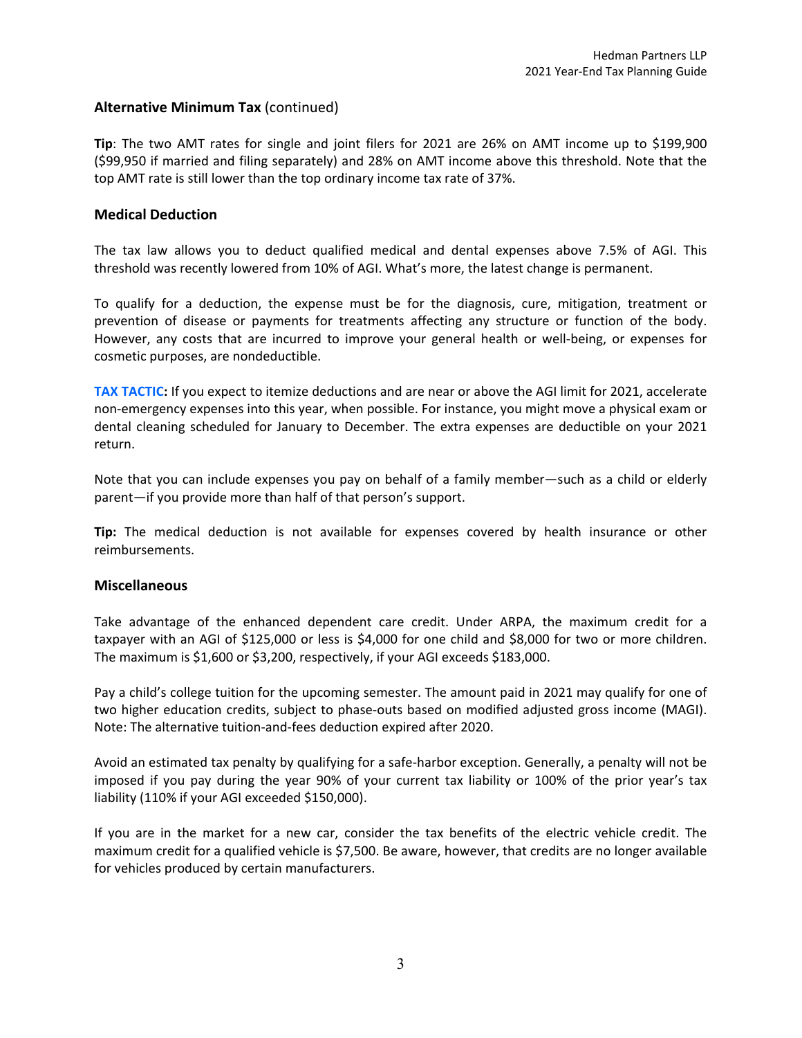## Alternative Minimum Tax (continued)

**Tip**: The two AMT rates for single and joint filers for 2021 are 26% on AMT income up to $199,900 ($99,950 if married and filing separately) and 28% on AMT income above this threshold. Note that the top AMT rate is still lower than the top ordinary income tax rate of 37%.

## Medical Deduction

The tax law allows you to deduct qualified medical and dental expenses above 7.5% of AGI. This threshold was recently lowered from 10% of AGI. What's more, the latest change is permanent.

To qualify for a deduction, the expense must be for the diagnosis, cure, mitigation, treatment or prevention of disease or payments for treatments affecting any structure or function of the body. However, any costs that are incurred to improve your general health or well-being, or expenses for cosmetic purposes, are nondeductible.

**TAX TACTIC:** If you expect to itemize deductions and are near or above the AGI limit for 2021, accelerate non-emergency expenses into this year, when possible. For instance, you might move a physical exam or dental cleaning scheduled for January to December. The extra expenses are deductible on your 2021 return.

Note that you can include expenses you pay on behalf of a family member—such as a child or elderly parent—if you provide more than half of that person's support.

**Tip:** The medical deduction is not available for expenses covered by health insurance or other reimbursements.

## Miscellaneous

Take advantage of the enhanced dependent care credit. Under ARPA, the maximum credit for a taxpayer with an AGI of $125,000 or less is $4,000 for one child and $8,000 for two or more children. The maximum is $1,600 or $3,200, respectively, if your AGI exceeds $183,000.

Pay a child's college tuition for the upcoming semester. The amount paid in 2021 may qualify for one of two higher education credits, subject to phase-outs based on modified adjusted gross income (MAGI). Note: The alternative tuition-and-fees deduction expired after 2020.

Avoid an estimated tax penalty by qualifying for a safe-harbor exception. Generally, a penalty will not be imposed if you pay during the year 90% of your current tax liability or 100% of the prior year's tax liability (110% if your AGI exceeded $150,000).

If you are in the market for a new car, consider the tax benefits of the electric vehicle credit. The maximum credit for a qualified vehicle is $7,500. Be aware, however, that credits are no longer available for vehicles produced by certain manufacturers.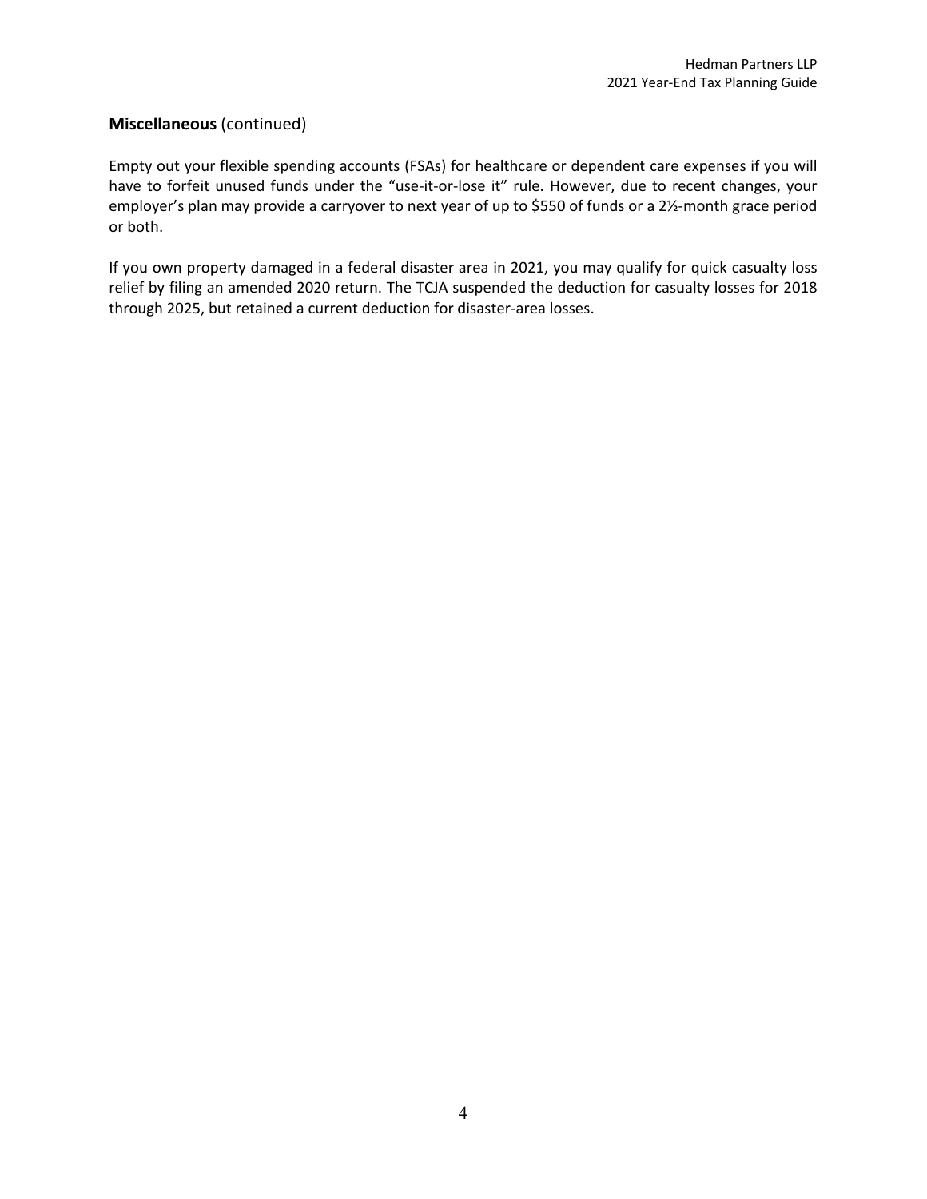## **Miscellaneous** (continued)

Empty out your flexible spending accounts (FSAs) for healthcare or dependent care expenses if you will have to forfeit unused funds under the "use-it-or-lose it" rule. However, due to recent changes, your employer's plan may provide a carryover to next year of up to $550 of funds or a 2½-month grace period or both.

If you own property damaged in a federal disaster area in 2021, you may qualify for quick casualty loss relief by filing an amended 2020 return. The TCJA suspended the deduction for casualty losses for 2018 through 2025, but retained a current deduction for disaster-area losses.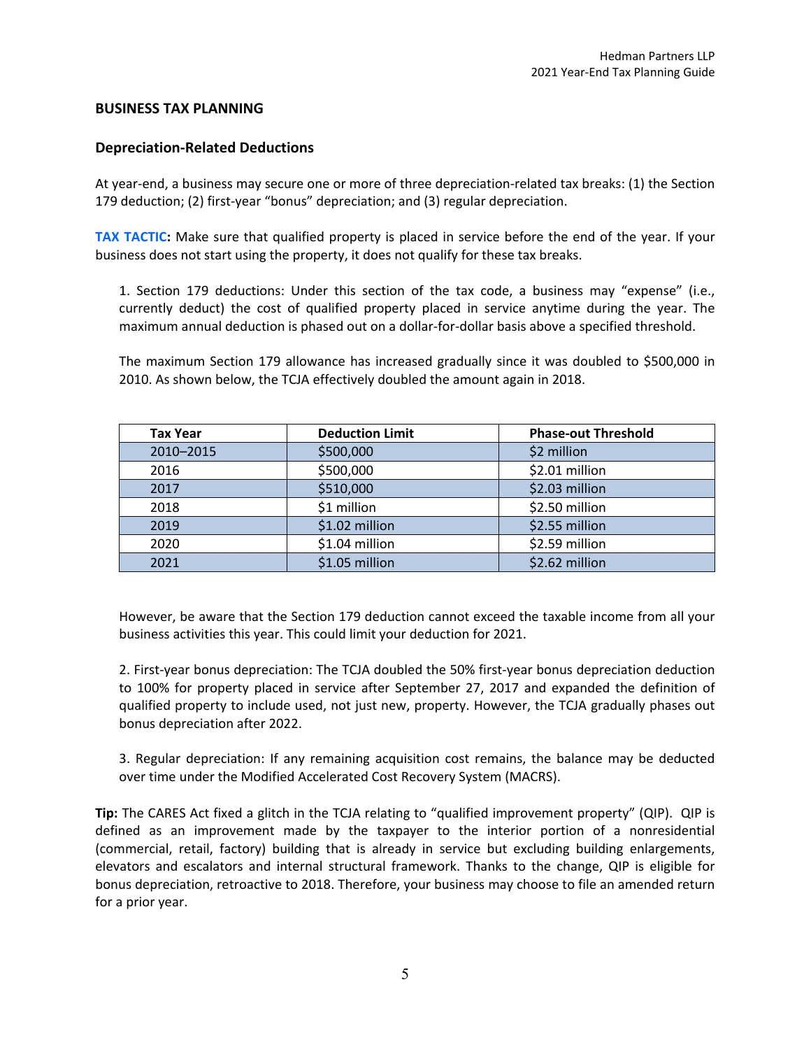## BUSINESS TAX PLANNING

### Depreciation-Related Deductions

At year-end, a business may secure one or more of three depreciation-related tax breaks: (1) the Section 179 deduction; (2) first-year "bonus" depreciation; and (3) regular depreciation.

**TAX TACTIC:** Make sure that qualified property is placed in service before the end of the year. If your business does not start using the property, it does not qualify for these tax breaks.

1. Section 179 deductions: Under this section of the tax code, a business may "expense" (i.e., currently deduct) the cost of qualified property placed in service anytime during the year. The maximum annual deduction is phased out on a dollar-for-dollar basis above a specified threshold.

The maximum Section 179 allowance has increased gradually since it was doubled to $500,000 in 2010. As shown below, the TCJA effectively doubled the amount again in 2018.

| Tax Year | Deduction Limit | Phase-out Threshold |
| --- | --- | --- |
| 2010–2015 | $500,000 | $2 million |
| 2016 | $500,000 | $2.01 million |
| 2017 | $510,000 | $2.03 million |
| 2018 | $1 million | $2.50 million |
| 2019 | $1.02 million | $2.55 million |
| 2020 | $1.04 million | $2.59 million |
| 2021 | $1.05 million | $2.62 million |

However, be aware that the Section 179 deduction cannot exceed the taxable income from all your business activities this year. This could limit your deduction for 2021.

2. First-year bonus depreciation: The TCJA doubled the 50% first-year bonus depreciation deduction to 100% for property placed in service after September 27, 2017 and expanded the definition of qualified property to include used, not just new, property. However, the TCJA gradually phases out bonus depreciation after 2022.

3. Regular depreciation: If any remaining acquisition cost remains, the balance may be deducted over time under the Modified Accelerated Cost Recovery System (MACRS).

**Tip:** The CARES Act fixed a glitch in the TCJA relating to "qualified improvement property" (QIP). QIP is defined as an improvement made by the taxpayer to the interior portion of a nonresidential (commercial, retail, factory) building that is already in service but excluding building enlargements, elevators and escalators and internal structural framework. Thanks to the change, QIP is eligible for bonus depreciation, retroactive to 2018. Therefore, your business may choose to file an amended return for a prior year.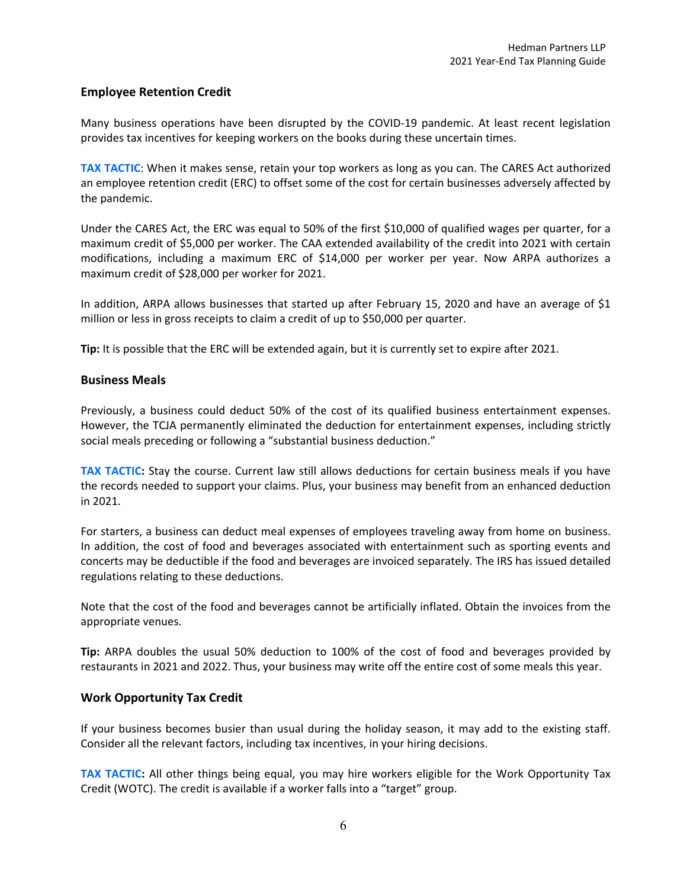### Employee Retention Credit

Many business operations have been disrupted by the COVID-19 pandemic. At least recent legislation provides tax incentives for keeping workers on the books during these uncertain times.

**TAX TACTIC**: When it makes sense, retain your top workers as long as you can. The CARES Act authorized an employee retention credit (ERC) to offset some of the cost for certain businesses adversely affected by the pandemic.

Under the CARES Act, the ERC was equal to 50% of the first $10,000 of qualified wages per quarter, for a maximum credit of $5,000 per worker. The CAA extended availability of the credit into 2021 with certain modifications, including a maximum ERC of $14,000 per worker per year. Now ARPA authorizes a maximum credit of $28,000 per worker for 2021.

In addition, ARPA allows businesses that started up after February 15, 2020 and have an average of $1 million or less in gross receipts to claim a credit of up to $50,000 per quarter.

**Tip:** It is possible that the ERC will be extended again, but it is currently set to expire after 2021.

### Business Meals

Previously, a business could deduct 50% of the cost of its qualified business entertainment expenses. However, the TCJA permanently eliminated the deduction for entertainment expenses, including strictly social meals preceding or following a "substantial business deduction."

**TAX TACTIC:** Stay the course. Current law still allows deductions for certain business meals if you have the records needed to support your claims. Plus, your business may benefit from an enhanced deduction in 2021.

For starters, a business can deduct meal expenses of employees traveling away from home on business. In addition, the cost of food and beverages associated with entertainment such as sporting events and concerts may be deductible if the food and beverages are invoiced separately. The IRS has issued detailed regulations relating to these deductions.

Note that the cost of the food and beverages cannot be artificially inflated. Obtain the invoices from the appropriate venues.

**Tip:** ARPA doubles the usual 50% deduction to 100% of the cost of food and beverages provided by restaurants in 2021 and 2022. Thus, your business may write off the entire cost of some meals this year.

### Work Opportunity Tax Credit

If your business becomes busier than usual during the holiday season, it may add to the existing staff. Consider all the relevant factors, including tax incentives, in your hiring decisions.

**TAX TACTIC:** All other things being equal, you may hire workers eligible for the Work Opportunity Tax Credit (WOTC). The credit is available if a worker falls into a "target" group.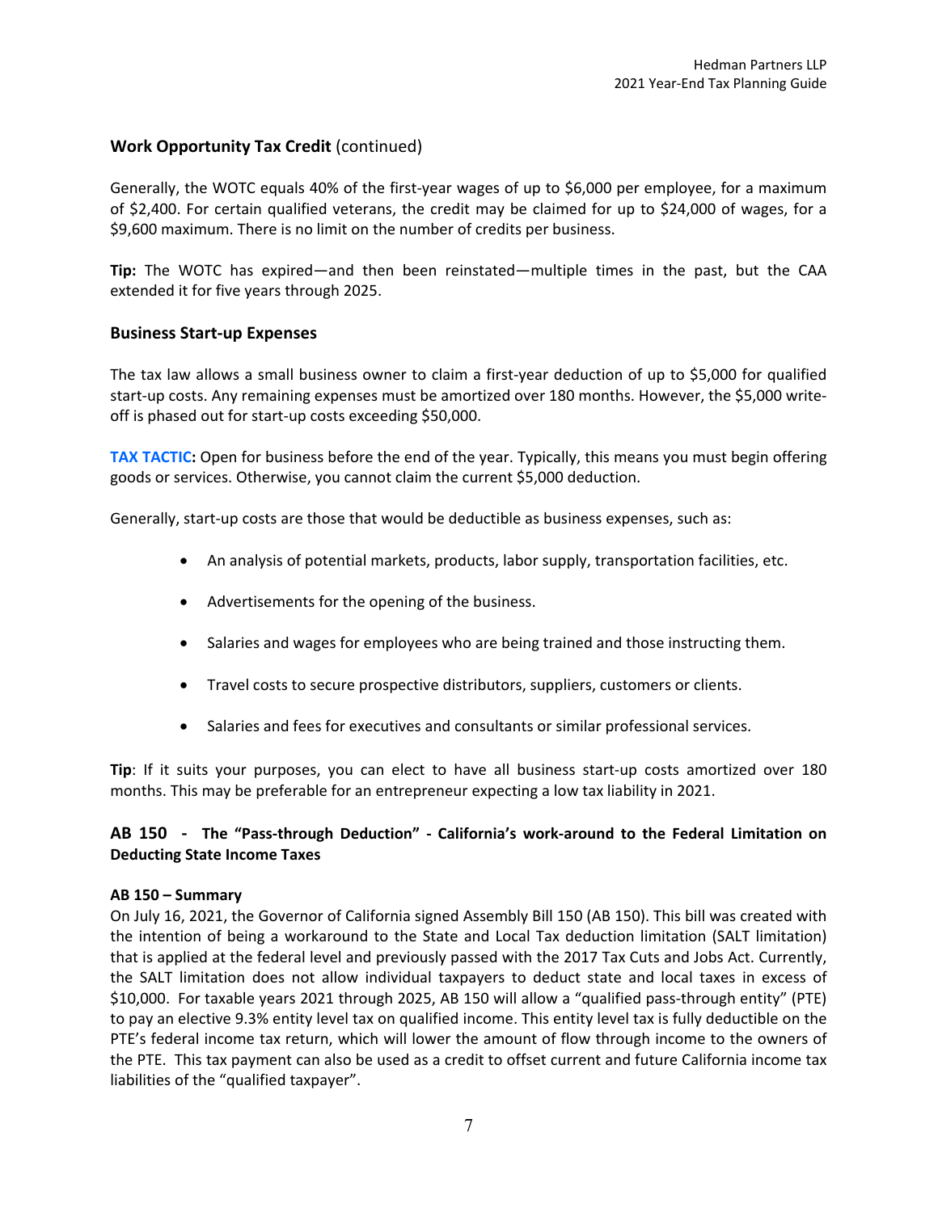### Work Opportunity Tax Credit (continued)

Generally, the WOTC equals 40% of the first-year wages of up to $6,000 per employee, for a maximum of $2,400. For certain qualified veterans, the credit may be claimed for up to $24,000 of wages, for a $9,600 maximum. There is no limit on the number of credits per business.

**Tip:** The WOTC has expired—and then been reinstated—multiple times in the past, but the CAA extended it for five years through 2025.

### Business Start-up Expenses

The tax law allows a small business owner to claim a first-year deduction of up to $5,000 for qualified start-up costs. Any remaining expenses must be amortized over 180 months. However, the $5,000 write-off is phased out for start-up costs exceeding $50,000.

**TAX TACTIC:** Open for business before the end of the year. Typically, this means you must begin offering goods or services. Otherwise, you cannot claim the current $5,000 deduction.

Generally, start-up costs are those that would be deductible as business expenses, such as:

- An analysis of potential markets, products, labor supply, transportation facilities, etc.
- Advertisements for the opening of the business.
- Salaries and wages for employees who are being trained and those instructing them.
- Travel costs to secure prospective distributors, suppliers, customers or clients.
- Salaries and fees for executives and consultants or similar professional services.

**Tip**: If it suits your purposes, you can elect to have all business start-up costs amortized over 180 months. This may be preferable for an entrepreneur expecting a low tax liability in 2021.

### AB 150 - The "Pass-through Deduction" - California's work-around to the Federal Limitation on Deducting State Income Taxes

#### AB 150 – Summary

On July 16, 2021, the Governor of California signed Assembly Bill 150 (AB 150). This bill was created with the intention of being a workaround to the State and Local Tax deduction limitation (SALT limitation) that is applied at the federal level and previously passed with the 2017 Tax Cuts and Jobs Act. Currently, the SALT limitation does not allow individual taxpayers to deduct state and local taxes in excess of $10,000. For taxable years 2021 through 2025, AB 150 will allow a "qualified pass-through entity" (PTE) to pay an elective 9.3% entity level tax on qualified income. This entity level tax is fully deductible on the PTE's federal income tax return, which will lower the amount of flow through income to the owners of the PTE. This tax payment can also be used as a credit to offset current and future California income tax liabilities of the "qualified taxpayer".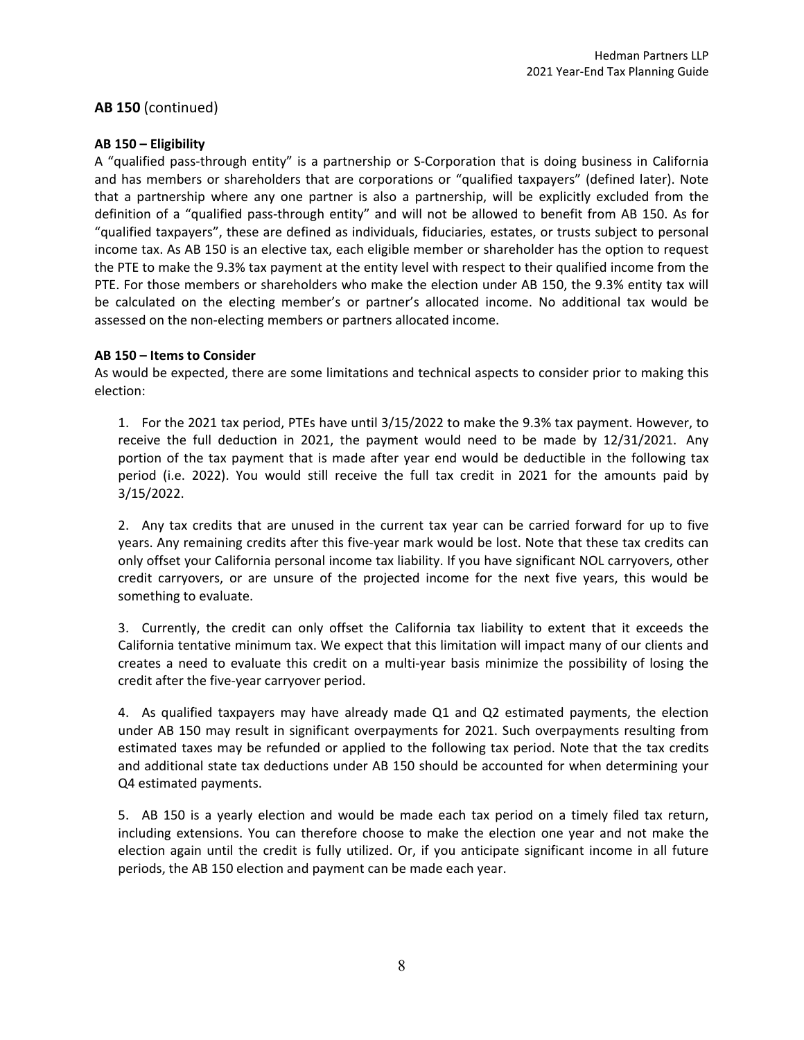## **AB 150** (continued)

### **AB 150 – Eligibility**

A "qualified pass-through entity" is a partnership or S-Corporation that is doing business in California and has members or shareholders that are corporations or "qualified taxpayers" (defined later). Note that a partnership where any one partner is also a partnership, will be explicitly excluded from the definition of a "qualified pass-through entity" and will not be allowed to benefit from AB 150. As for "qualified taxpayers", these are defined as individuals, fiduciaries, estates, or trusts subject to personal income tax. As AB 150 is an elective tax, each eligible member or shareholder has the option to request the PTE to make the 9.3% tax payment at the entity level with respect to their qualified income from the PTE. For those members or shareholders who make the election under AB 150, the 9.3% entity tax will be calculated on the electing member's or partner's allocated income. No additional tax would be assessed on the non-electing members or partners allocated income.

### **AB 150 – Items to Consider**

As would be expected, there are some limitations and technical aspects to consider prior to making this election:

1. For the 2021 tax period, PTEs have until 3/15/2022 to make the 9.3% tax payment. However, to receive the full deduction in 2021, the payment would need to be made by 12/31/2021. Any portion of the tax payment that is made after year end would be deductible in the following tax period (i.e. 2022). You would still receive the full tax credit in 2021 for the amounts paid by 3/15/2022.

2. Any tax credits that are unused in the current tax year can be carried forward for up to five years. Any remaining credits after this five-year mark would be lost. Note that these tax credits can only offset your California personal income tax liability. If you have significant NOL carryovers, other credit carryovers, or are unsure of the projected income for the next five years, this would be something to evaluate.

3. Currently, the credit can only offset the California tax liability to extent that it exceeds the California tentative minimum tax. We expect that this limitation will impact many of our clients and creates a need to evaluate this credit on a multi-year basis minimize the possibility of losing the credit after the five-year carryover period.

4. As qualified taxpayers may have already made Q1 and Q2 estimated payments, the election under AB 150 may result in significant overpayments for 2021. Such overpayments resulting from estimated taxes may be refunded or applied to the following tax period. Note that the tax credits and additional state tax deductions under AB 150 should be accounted for when determining your Q4 estimated payments.

5. AB 150 is a yearly election and would be made each tax period on a timely filed tax return, including extensions. You can therefore choose to make the election one year and not make the election again until the credit is fully utilized. Or, if you anticipate significant income in all future periods, the AB 150 election and payment can be made each year.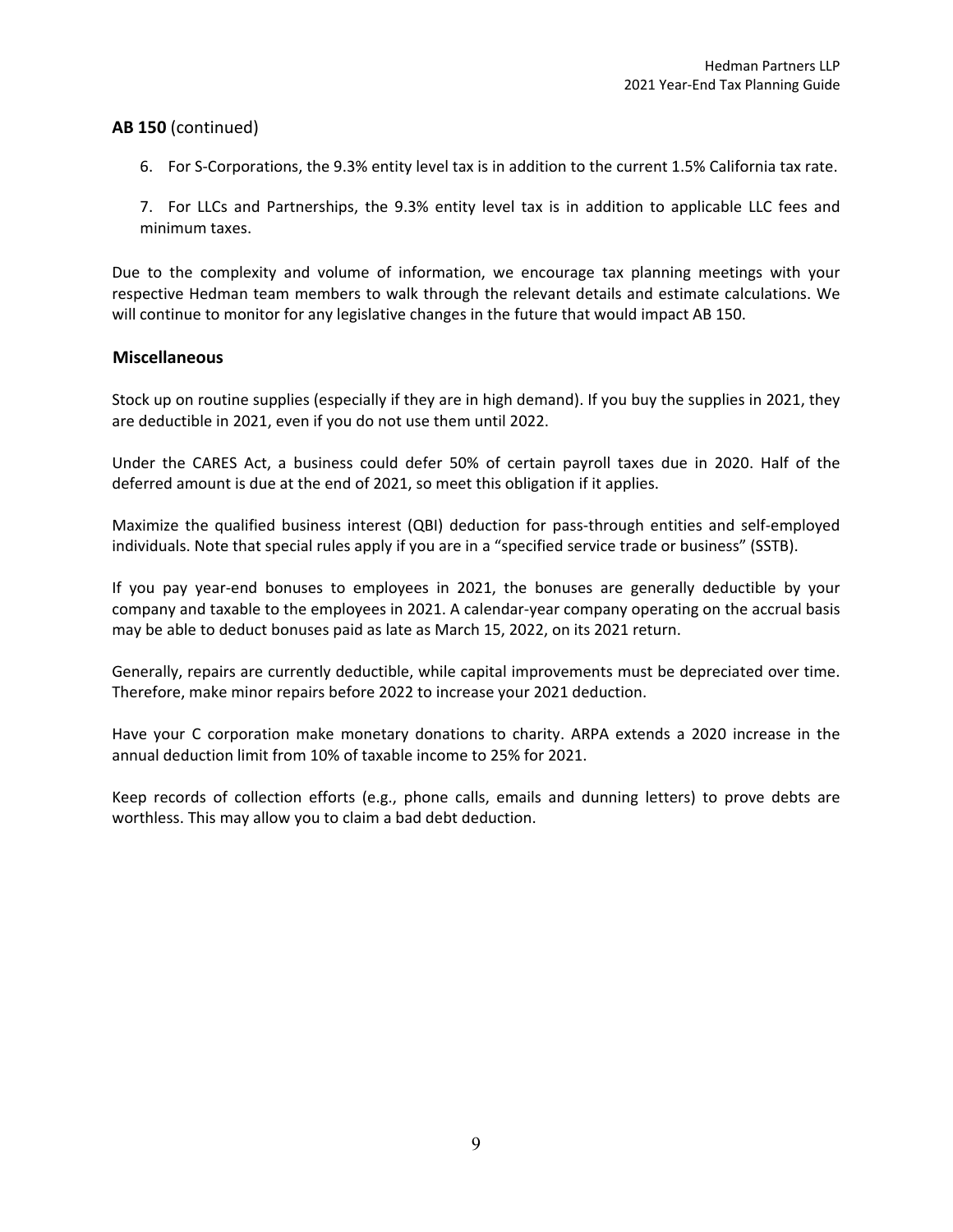## **AB 150** (continued)

6. For S-Corporations, the 9.3% entity level tax is in addition to the current 1.5% California tax rate.

7. For LLCs and Partnerships, the 9.3% entity level tax is in addition to applicable LLC fees and minimum taxes.

Due to the complexity and volume of information, we encourage tax planning meetings with your respective Hedman team members to walk through the relevant details and estimate calculations. We will continue to monitor for any legislative changes in the future that would impact AB 150.

## **Miscellaneous**

Stock up on routine supplies (especially if they are in high demand). If you buy the supplies in 2021, they are deductible in 2021, even if you do not use them until 2022.

Under the CARES Act, a business could defer 50% of certain payroll taxes due in 2020. Half of the deferred amount is due at the end of 2021, so meet this obligation if it applies.

Maximize the qualified business interest (QBI) deduction for pass-through entities and self-employed individuals. Note that special rules apply if you are in a "specified service trade or business" (SSTB).

If you pay year-end bonuses to employees in 2021, the bonuses are generally deductible by your company and taxable to the employees in 2021. A calendar-year company operating on the accrual basis may be able to deduct bonuses paid as late as March 15, 2022, on its 2021 return.

Generally, repairs are currently deductible, while capital improvements must be depreciated over time. Therefore, make minor repairs before 2022 to increase your 2021 deduction.

Have your C corporation make monetary donations to charity. ARPA extends a 2020 increase in the annual deduction limit from 10% of taxable income to 25% for 2021.

Keep records of collection efforts (e.g., phone calls, emails and dunning letters) to prove debts are worthless. This may allow you to claim a bad debt deduction.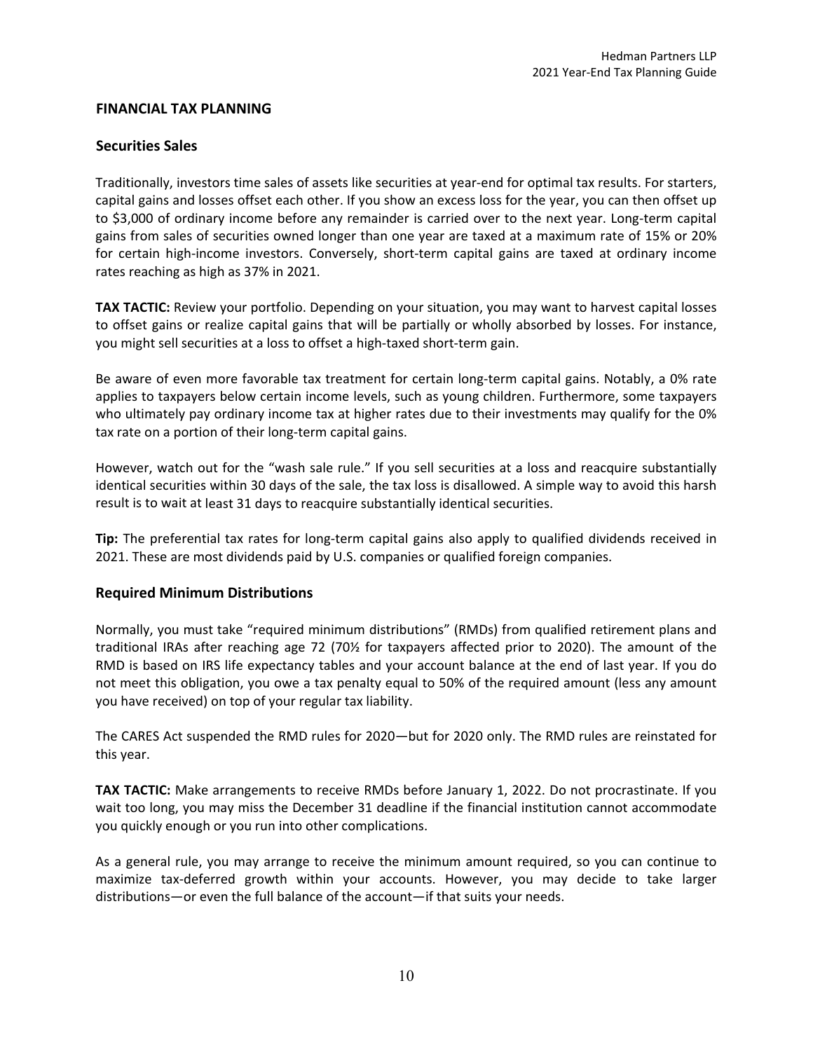# FINANCIAL TAX PLANNING

## Securities Sales

Traditionally, investors time sales of assets like securities at year-end for optimal tax results. For starters, capital gains and losses offset each other. If you show an excess loss for the year, you can then offset up to $3,000 of ordinary income before any remainder is carried over to the next year. Long-term capital gains from sales of securities owned longer than one year are taxed at a maximum rate of 15% or 20% for certain high-income investors. Conversely, short-term capital gains are taxed at ordinary income rates reaching as high as 37% in 2021.

**TAX TACTIC:** Review your portfolio. Depending on your situation, you may want to harvest capital losses to offset gains or realize capital gains that will be partially or wholly absorbed by losses. For instance, you might sell securities at a loss to offset a high-taxed short-term gain.

Be aware of even more favorable tax treatment for certain long-term capital gains. Notably, a 0% rate applies to taxpayers below certain income levels, such as young children. Furthermore, some taxpayers who ultimately pay ordinary income tax at higher rates due to their investments may qualify for the 0% tax rate on a portion of their long-term capital gains.

However, watch out for the "wash sale rule." If you sell securities at a loss and reacquire substantially identical securities within 30 days of the sale, the tax loss is disallowed. A simple way to avoid this harsh result is to wait at least 31 days to reacquire substantially identical securities.

**Tip:** The preferential tax rates for long-term capital gains also apply to qualified dividends received in 2021. These are most dividends paid by U.S. companies or qualified foreign companies.

## Required Minimum Distributions

Normally, you must take "required minimum distributions" (RMDs) from qualified retirement plans and traditional IRAs after reaching age 72 (70½ for taxpayers affected prior to 2020). The amount of the RMD is based on IRS life expectancy tables and your account balance at the end of last year. If you do not meet this obligation, you owe a tax penalty equal to 50% of the required amount (less any amount you have received) on top of your regular tax liability.

The CARES Act suspended the RMD rules for 2020—but for 2020 only. The RMD rules are reinstated for this year.

**TAX TACTIC:** Make arrangements to receive RMDs before January 1, 2022. Do not procrastinate. If you wait too long, you may miss the December 31 deadline if the financial institution cannot accommodate you quickly enough or you run into other complications.

As a general rule, you may arrange to receive the minimum amount required, so you can continue to maximize tax-deferred growth within your accounts. However, you may decide to take larger distributions—or even the full balance of the account—if that suits your needs.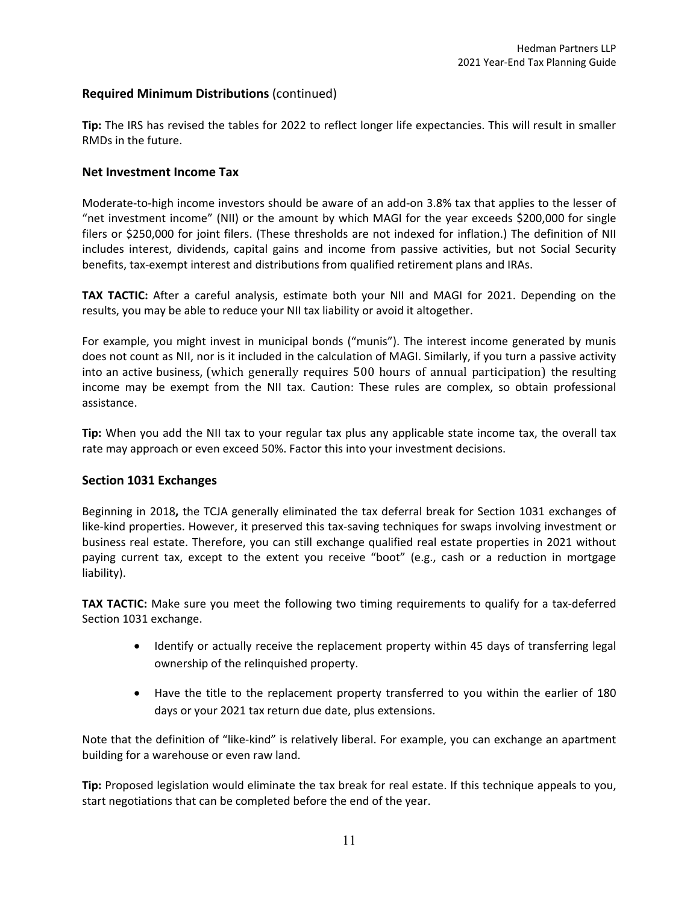## Required Minimum Distributions (continued)

**Tip:** The IRS has revised the tables for 2022 to reflect longer life expectancies. This will result in smaller RMDs in the future.

## Net Investment Income Tax

Moderate-to-high income investors should be aware of an add-on 3.8% tax that applies to the lesser of "net investment income" (NII) or the amount by which MAGI for the year exceeds $200,000 for single filers or $250,000 for joint filers. (These thresholds are not indexed for inflation.) The definition of NII includes interest, dividends, capital gains and income from passive activities, but not Social Security benefits, tax-exempt interest and distributions from qualified retirement plans and IRAs.

**TAX TACTIC:** After a careful analysis, estimate both your NII and MAGI for 2021. Depending on the results, you may be able to reduce your NII tax liability or avoid it altogether.

For example, you might invest in municipal bonds ("munis"). The interest income generated by munis does not count as NII, nor is it included in the calculation of MAGI. Similarly, if you turn a passive activity into an active business, (which generally requires 500 hours of annual participation) the resulting income may be exempt from the NII tax. Caution: These rules are complex, so obtain professional assistance.

**Tip:** When you add the NII tax to your regular tax plus any applicable state income tax, the overall tax rate may approach or even exceed 50%. Factor this into your investment decisions.

## Section 1031 Exchanges

Beginning in 2018**,** the TCJA generally eliminated the tax deferral break for Section 1031 exchanges of like-kind properties. However, it preserved this tax-saving techniques for swaps involving investment or business real estate. Therefore, you can still exchange qualified real estate properties in 2021 without paying current tax, except to the extent you receive "boot" (e.g., cash or a reduction in mortgage liability).

**TAX TACTIC:** Make sure you meet the following two timing requirements to qualify for a tax-deferred Section 1031 exchange.

- Identify or actually receive the replacement property within 45 days of transferring legal ownership of the relinquished property.
- Have the title to the replacement property transferred to you within the earlier of 180 days or your 2021 tax return due date, plus extensions.

Note that the definition of "like-kind" is relatively liberal. For example, you can exchange an apartment building for a warehouse or even raw land.

**Tip:** Proposed legislation would eliminate the tax break for real estate. If this technique appeals to you, start negotiations that can be completed before the end of the year.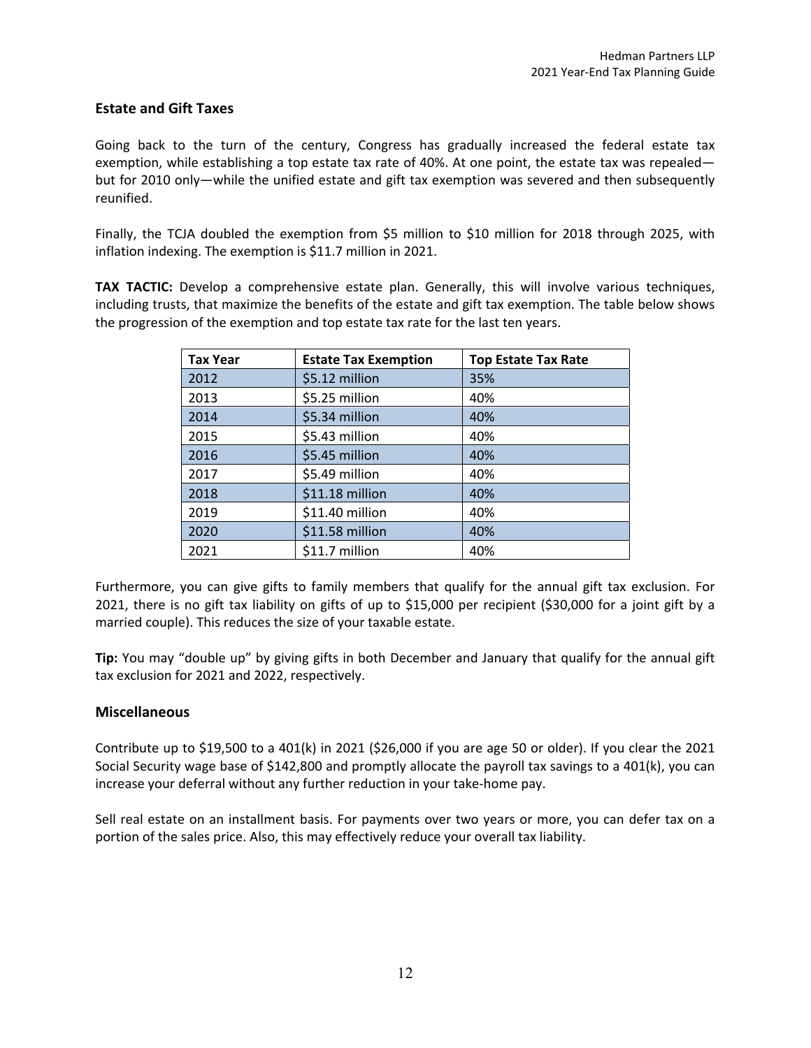## Estate and Gift Taxes

Going back to the turn of the century, Congress has gradually increased the federal estate tax exemption, while establishing a top estate tax rate of 40%. At one point, the estate tax was repealed—but for 2010 only—while the unified estate and gift tax exemption was severed and then subsequently reunified.

Finally, the TCJA doubled the exemption from $5 million to $10 million for 2018 through 2025, with inflation indexing. The exemption is $11.7 million in 2021.

**TAX TACTIC:** Develop a comprehensive estate plan. Generally, this will involve various techniques, including trusts, that maximize the benefits of the estate and gift tax exemption. The table below shows the progression of the exemption and top estate tax rate for the last ten years.

| Tax Year | Estate Tax Exemption | Top Estate Tax Rate |
|---|---|---|
| 2012 | $5.12 million | 35% |
| 2013 | $5.25 million | 40% |
| 2014 | $5.34 million | 40% |
| 2015 | $5.43 million | 40% |
| 2016 | $5.45 million | 40% |
| 2017 | $5.49 million | 40% |
| 2018 | $11.18 million | 40% |
| 2019 | $11.40 million | 40% |
| 2020 | $11.58 million | 40% |
| 2021 | $11.7 million | 40% |

Furthermore, you can give gifts to family members that qualify for the annual gift tax exclusion. For 2021, there is no gift tax liability on gifts of up to $15,000 per recipient ($30,000 for a joint gift by a married couple). This reduces the size of your taxable estate.

**Tip:** You may "double up" by giving gifts in both December and January that qualify for the annual gift tax exclusion for 2021 and 2022, respectively.

## Miscellaneous

Contribute up to $19,500 to a 401(k) in 2021 ($26,000 if you are age 50 or older). If you clear the 2021 Social Security wage base of $142,800 and promptly allocate the payroll tax savings to a 401(k), you can increase your deferral without any further reduction in your take-home pay.

Sell real estate on an installment basis. For payments over two years or more, you can defer tax on a portion of the sales price. Also, this may effectively reduce your overall tax liability.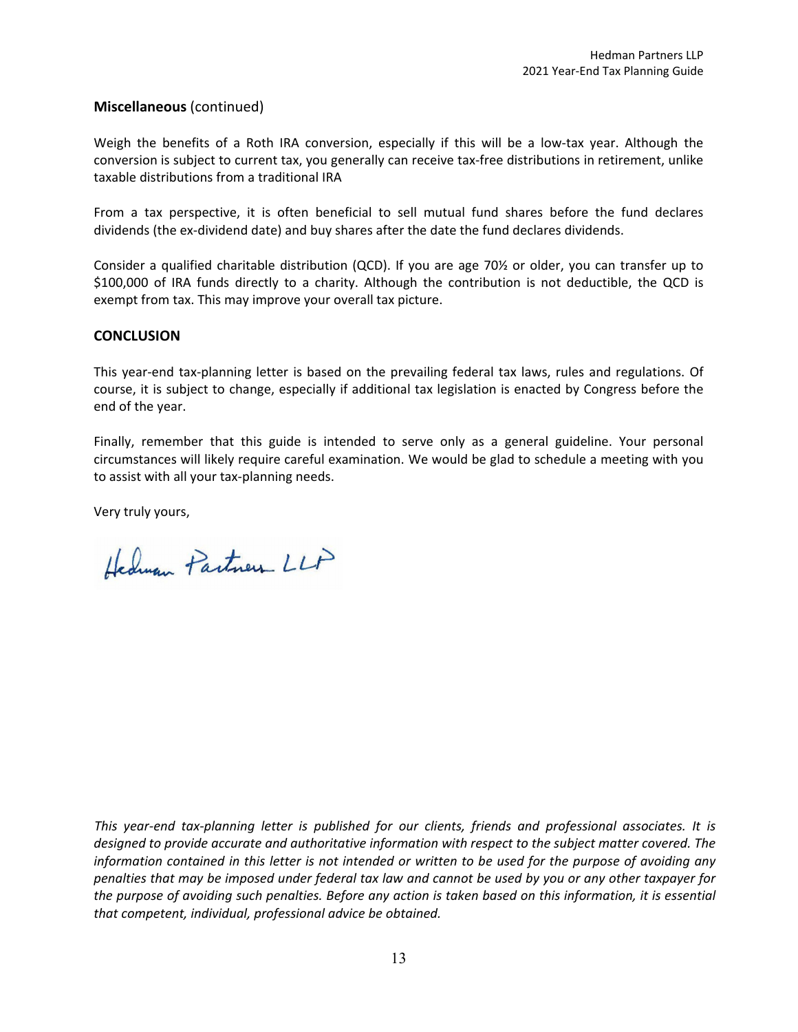**Miscellaneous** (continued)

Weigh the benefits of a Roth IRA conversion, especially if this will be a low-tax year. Although the conversion is subject to current tax, you generally can receive tax-free distributions in retirement, unlike taxable distributions from a traditional IRA

From a tax perspective, it is often beneficial to sell mutual fund shares before the fund declares dividends (the ex-dividend date) and buy shares after the date the fund declares dividends.

Consider a qualified charitable distribution (QCD). If you are age 70½ or older, you can transfer up to $100,000 of IRA funds directly to a charity. Although the contribution is not deductible, the QCD is exempt from tax. This may improve your overall tax picture.

## CONCLUSION

This year-end tax-planning letter is based on the prevailing federal tax laws, rules and regulations. Of course, it is subject to change, especially if additional tax legislation is enacted by Congress before the end of the year.

Finally, remember that this guide is intended to serve only as a general guideline. Your personal circumstances will likely require careful examination. We would be glad to schedule a meeting with you to assist with all your tax-planning needs.

Very truly yours,

Hedman Partners LLP

*This year-end tax-planning letter is published for our clients, friends and professional associates. It is designed to provide accurate and authoritative information with respect to the subject matter covered. The information contained in this letter is not intended or written to be used for the purpose of avoiding any penalties that may be imposed under federal tax law and cannot be used by you or any other taxpayer for the purpose of avoiding such penalties. Before any action is taken based on this information, it is essential that competent, individual, professional advice be obtained.*